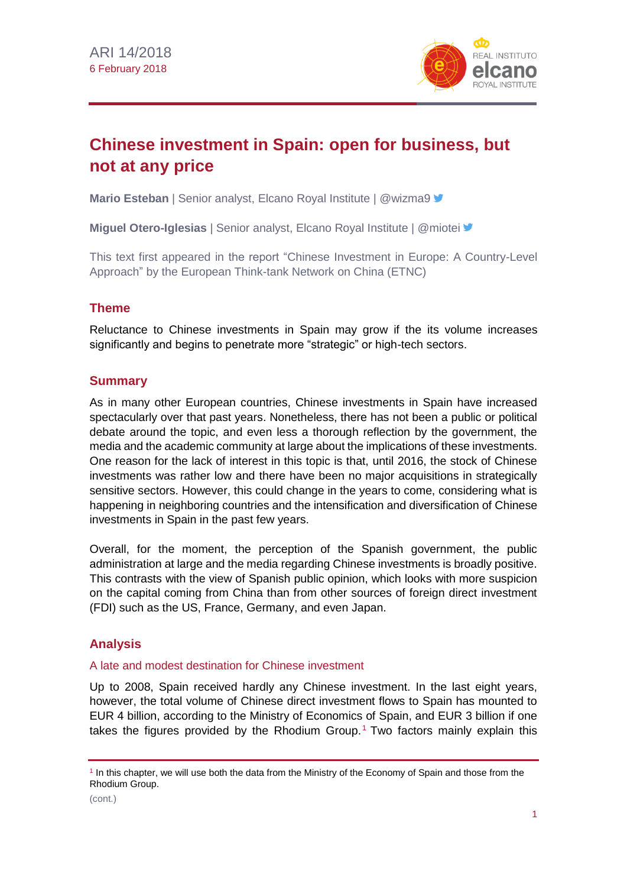ARI 14/2018
6 February 2018

# Chinese investment in Spain: open for business, but not at any price

**Mario Esteban** | Senior analyst, Elcano Royal Institute | @wizma9

**Miguel Otero-Iglesias** | Senior analyst, Elcano Royal Institute | @miotei

This text first appeared in the report "Chinese Investment in Europe: A Country-Level Approach" by the European Think-tank Network on China (ETNC)

## Theme

Reluctance to Chinese investments in Spain may grow if the its volume increases significantly and begins to penetrate more "strategic" or high-tech sectors.

## Summary

As in many other European countries, Chinese investments in Spain have increased spectacularly over that past years. Nonetheless, there has not been a public or political debate around the topic, and even less a thorough reflection by the government, the media and the academic community at large about the implications of these investments. One reason for the lack of interest in this topic is that, until 2016, the stock of Chinese investments was rather low and there have been no major acquisitions in strategically sensitive sectors. However, this could change in the years to come, considering what is happening in neighboring countries and the intensification and diversification of Chinese investments in Spain in the past few years.

Overall, for the moment, the perception of the Spanish government, the public administration at large and the media regarding Chinese investments is broadly positive. This contrasts with the view of Spanish public opinion, which looks with more suspicion on the capital coming from China than from other sources of foreign direct investment (FDI) such as the US, France, Germany, and even Japan.

## Analysis

### A late and modest destination for Chinese investment

Up to 2008, Spain received hardly any Chinese investment. In the last eight years, however, the total volume of Chinese direct investment flows to Spain has mounted to EUR 4 billion, according to the Ministry of Economics of Spain, and EUR 3 billion if one takes the figures provided by the Rhodium Group.[1] Two factors mainly explain this

[1] In this chapter, we will use both the data from the Ministry of the Economy of Spain and those from the Rhodium Group.

(cont.)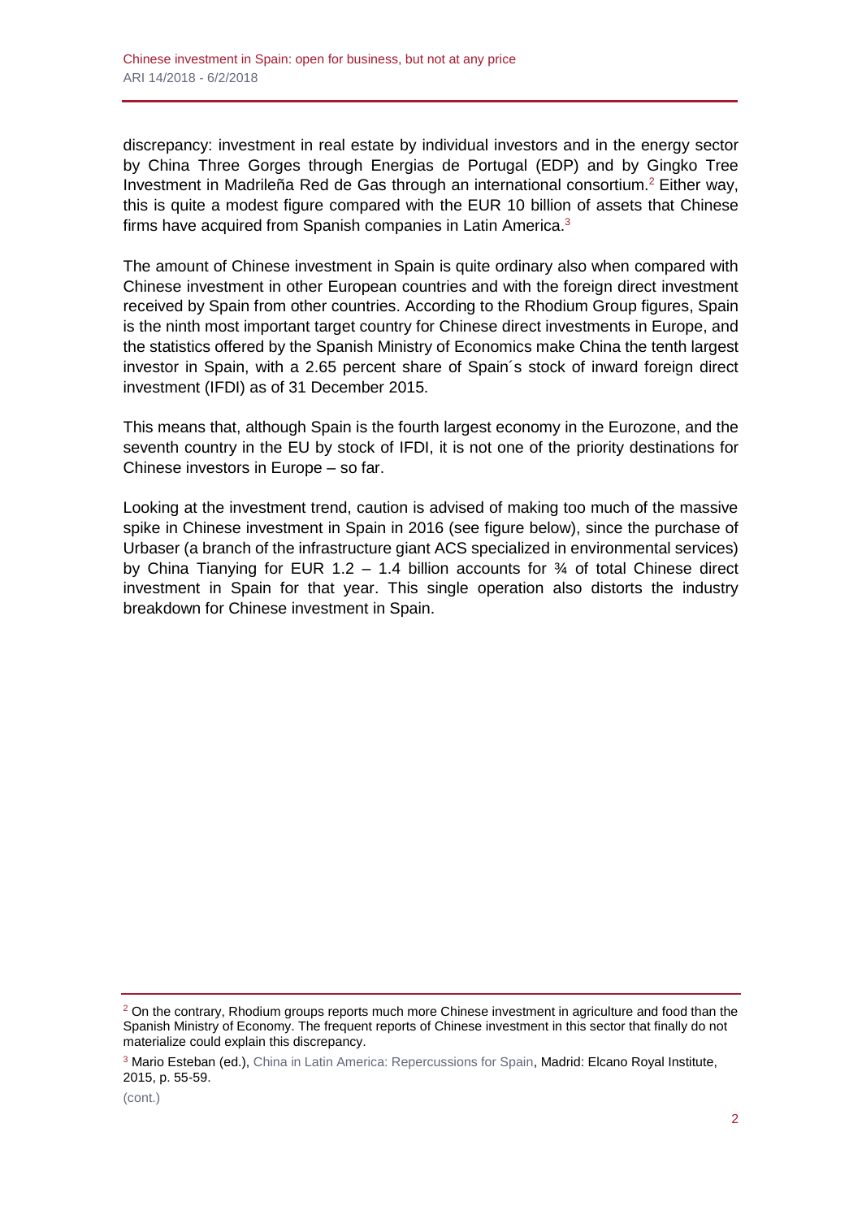discrepancy: investment in real estate by individual investors and in the energy sector by China Three Gorges through Energias de Portugal (EDP) and by Gingko Tree Investment in Madrileña Red de Gas through an international consortium.[2] Either way, this is quite a modest figure compared with the EUR 10 billion of assets that Chinese firms have acquired from Spanish companies in Latin America.[3]

The amount of Chinese investment in Spain is quite ordinary also when compared with Chinese investment in other European countries and with the foreign direct investment received by Spain from other countries. According to the Rhodium Group figures, Spain is the ninth most important target country for Chinese direct investments in Europe, and the statistics offered by the Spanish Ministry of Economics make China the tenth largest investor in Spain, with a 2.65 percent share of Spain´s stock of inward foreign direct investment (IFDI) as of 31 December 2015.

This means that, although Spain is the fourth largest economy in the Eurozone, and the seventh country in the EU by stock of IFDI, it is not one of the priority destinations for Chinese investors in Europe – so far.

Looking at the investment trend, caution is advised of making too much of the massive spike in Chinese investment in Spain in 2016 (see figure below), since the purchase of Urbaser (a branch of the infrastructure giant ACS specialized in environmental services) by China Tianying for EUR 1.2 – 1.4 billion accounts for ¾ of total Chinese direct investment in Spain for that year. This single operation also distorts the industry breakdown for Chinese investment in Spain.

---

[2] On the contrary, Rhodium groups reports much more Chinese investment in agriculture and food than the Spanish Ministry of Economy. The frequent reports of Chinese investment in this sector that finally do not materialize could explain this discrepancy.

[3] Mario Esteban (ed.), China in Latin America: Repercussions for Spain, Madrid: Elcano Royal Institute, 2015, p. 55-59.

(cont.)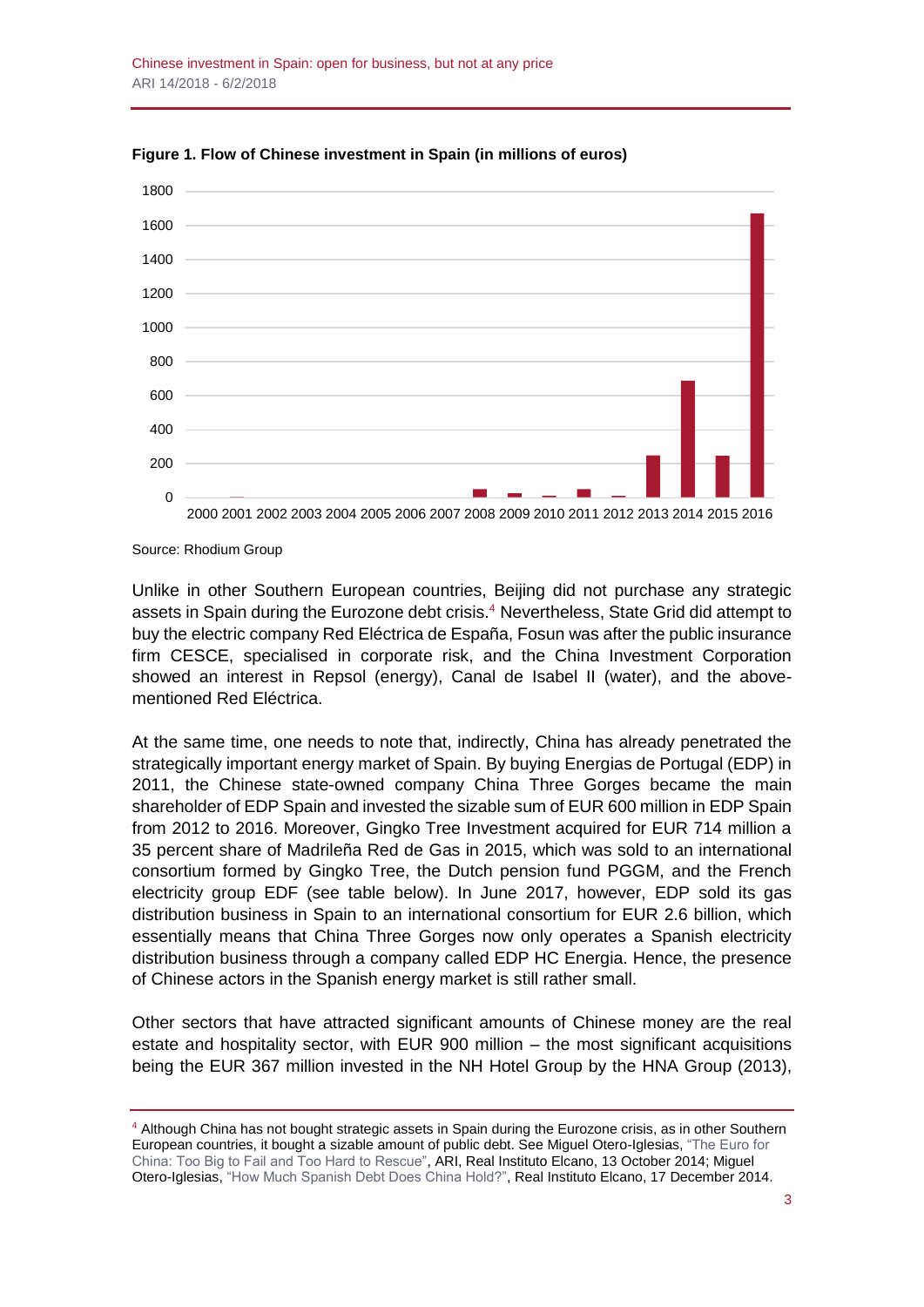**Figure 1. Flow of Chinese investment in Spain (in millions of euros)**

Source: Rhodium Group

Unlike in other Southern European countries, Beijing did not purchase any strategic assets in Spain during the Eurozone debt crisis.[4] Nevertheless, State Grid did attempt to buy the electric company Red Eléctrica de España, Fosun was after the public insurance firm CESCE, specialised in corporate risk, and the China Investment Corporation showed an interest in Repsol (energy), Canal de Isabel II (water), and the above-mentioned Red Eléctrica.

At the same time, one needs to note that, indirectly, China has already penetrated the strategically important energy market of Spain. By buying Energias de Portugal (EDP) in 2011, the Chinese state-owned company China Three Gorges became the main shareholder of EDP Spain and invested the sizable sum of EUR 600 million in EDP Spain from 2012 to 2016. Moreover, Gingko Tree Investment acquired for EUR 714 million a 35 percent share of Madrileña Red de Gas in 2015, which was sold to an international consortium formed by Gingko Tree, the Dutch pension fund PGGM, and the French electricity group EDF (see table below). In June 2017, however, EDP sold its gas distribution business in Spain to an international consortium for EUR 2.6 billion, which essentially means that China Three Gorges now only operates a Spanish electricity distribution business through a company called EDP HC Energia. Hence, the presence of Chinese actors in the Spanish energy market is still rather small.

Other sectors that have attracted significant amounts of Chinese money are the real estate and hospitality sector, with EUR 900 million – the most significant acquisitions being the EUR 367 million invested in the NH Hotel Group by the HNA Group (2013),

[4] Although China has not bought strategic assets in Spain during the Eurozone crisis, as in other Southern European countries, it bought a sizable amount of public debt. See Miguel Otero-Iglesias, "The Euro for China: Too Big to Fail and Too Hard to Rescue", ARI, Real Instituto Elcano, 13 October 2014; Miguel Otero-Iglesias, "How Much Spanish Debt Does China Hold?", Real Instituto Elcano, 17 December 2014.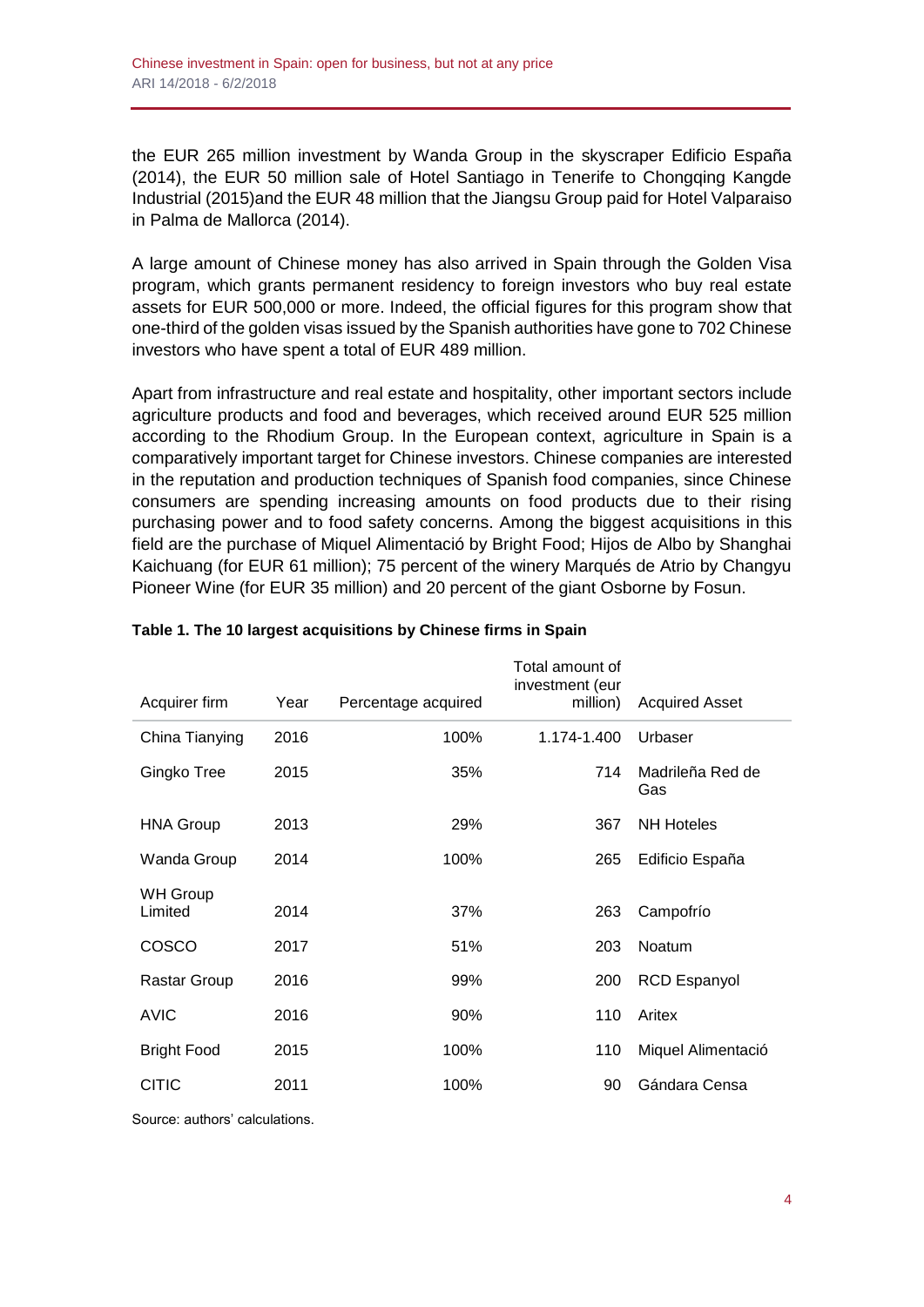the EUR 265 million investment by Wanda Group in the skyscraper Edificio España (2014), the EUR 50 million sale of Hotel Santiago in Tenerife to Chongqing Kangde Industrial (2015)and the EUR 48 million that the Jiangsu Group paid for Hotel Valparaiso in Palma de Mallorca (2014).

A large amount of Chinese money has also arrived in Spain through the Golden Visa program, which grants permanent residency to foreign investors who buy real estate assets for EUR 500,000 or more. Indeed, the official figures for this program show that one-third of the golden visas issued by the Spanish authorities have gone to 702 Chinese investors who have spent a total of EUR 489 million.

Apart from infrastructure and real estate and hospitality, other important sectors include agriculture products and food and beverages, which received around EUR 525 million according to the Rhodium Group. In the European context, agriculture in Spain is a comparatively important target for Chinese investors. Chinese companies are interested in the reputation and production techniques of Spanish food companies, since Chinese consumers are spending increasing amounts on food products due to their rising purchasing power and to food safety concerns. Among the biggest acquisitions in this field are the purchase of Miquel Alimentació by Bright Food; Hijos de Albo by Shanghai Kaichuang (for EUR 61 million); 75 percent of the winery Marqués de Atrio by Changyu Pioneer Wine (for EUR 35 million) and 20 percent of the giant Osborne by Fosun.

**Table 1. The 10 largest acquisitions by Chinese firms in Spain**

| Acquirer firm | Year | Percentage acquired | Total amount of investment (eur million) | Acquired Asset |
|---|---|---|---|---|
| China Tianying | 2016 | 100% | 1.174-1.400 | Urbaser |
| Gingko Tree | 2015 | 35% | 714 | Madrileña Red de Gas |
| HNA Group | 2013 | 29% | 367 | NH Hoteles |
| Wanda Group | 2014 | 100% | 265 | Edificio España |
| WH Group Limited | 2014 | 37% | 263 | Campofrío |
| COSCO | 2017 | 51% | 203 | Noatum |
| Rastar Group | 2016 | 99% | 200 | RCD Espanyol |
| AVIC | 2016 | 90% | 110 | Aritex |
| Bright Food | 2015 | 100% | 110 | Miquel Alimentació |
| CITIC | 2011 | 100% | 90 | Gándara Censa |

Source: authors' calculations.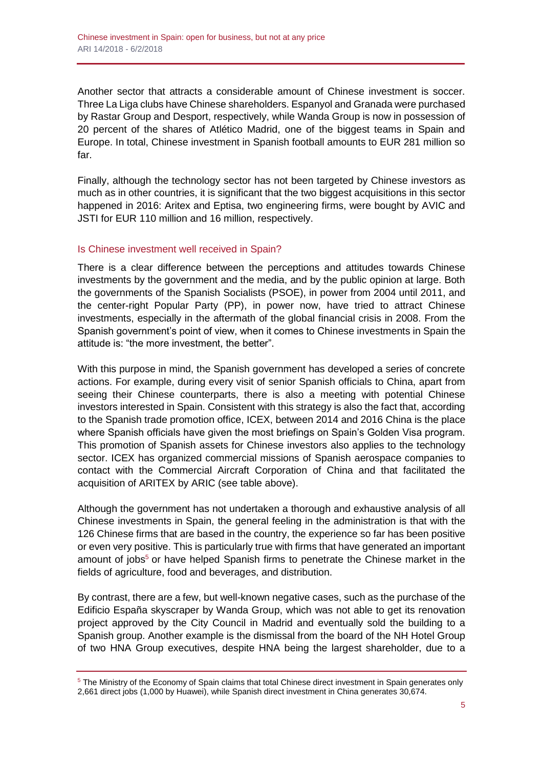Another sector that attracts a considerable amount of Chinese investment is soccer. Three La Liga clubs have Chinese shareholders. Espanyol and Granada were purchased by Rastar Group and Desport, respectively, while Wanda Group is now in possession of 20 percent of the shares of Atlético Madrid, one of the biggest teams in Spain and Europe. In total, Chinese investment in Spanish football amounts to EUR 281 million so far.

Finally, although the technology sector has not been targeted by Chinese investors as much as in other countries, it is significant that the two biggest acquisitions in this sector happened in 2016: Aritex and Eptisa, two engineering firms, were bought by AVIC and JSTI for EUR 110 million and 16 million, respectively.

## Is Chinese investment well received in Spain?

There is a clear difference between the perceptions and attitudes towards Chinese investments by the government and the media, and by the public opinion at large. Both the governments of the Spanish Socialists (PSOE), in power from 2004 until 2011, and the center-right Popular Party (PP), in power now, have tried to attract Chinese investments, especially in the aftermath of the global financial crisis in 2008. From the Spanish government's point of view, when it comes to Chinese investments in Spain the attitude is: "the more investment, the better".

With this purpose in mind, the Spanish government has developed a series of concrete actions. For example, during every visit of senior Spanish officials to China, apart from seeing their Chinese counterparts, there is also a meeting with potential Chinese investors interested in Spain. Consistent with this strategy is also the fact that, according to the Spanish trade promotion office, ICEX, between 2014 and 2016 China is the place where Spanish officials have given the most briefings on Spain's Golden Visa program. This promotion of Spanish assets for Chinese investors also applies to the technology sector. ICEX has organized commercial missions of Spanish aerospace companies to contact with the Commercial Aircraft Corporation of China and that facilitated the acquisition of ARITEX by ARIC (see table above).

Although the government has not undertaken a thorough and exhaustive analysis of all Chinese investments in Spain, the general feeling in the administration is that with the 126 Chinese firms that are based in the country, the experience so far has been positive or even very positive. This is particularly true with firms that have generated an important amount of jobs[5] or have helped Spanish firms to penetrate the Chinese market in the fields of agriculture, food and beverages, and distribution.

By contrast, there are a few, but well-known negative cases, such as the purchase of the Edificio España skyscraper by Wanda Group, which was not able to get its renovation project approved by the City Council in Madrid and eventually sold the building to a Spanish group. Another example is the dismissal from the board of the NH Hotel Group of two HNA Group executives, despite HNA being the largest shareholder, due to a

[5] The Ministry of the Economy of Spain claims that total Chinese direct investment in Spain generates only 2,661 direct jobs (1,000 by Huawei), while Spanish direct investment in China generates 30,674.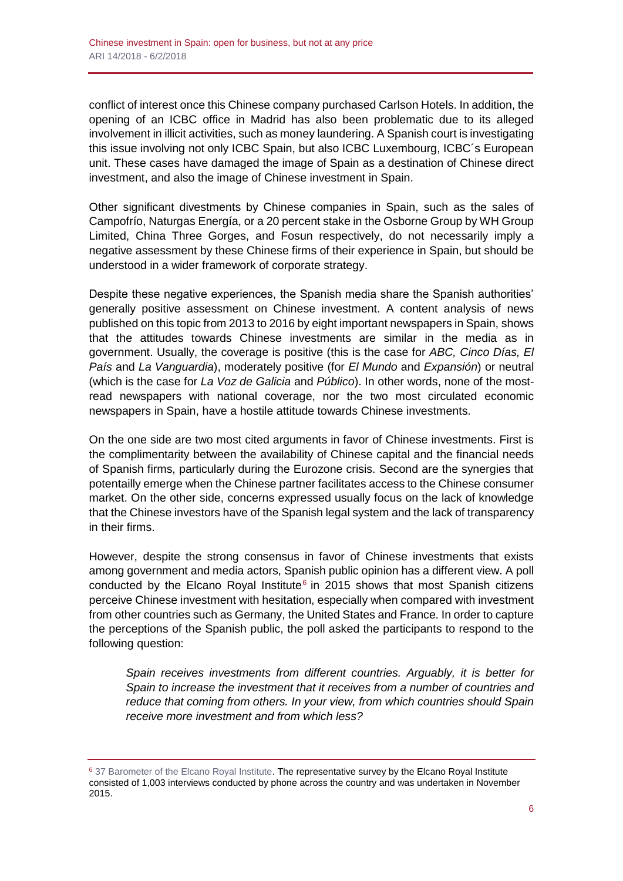conflict of interest once this Chinese company purchased Carlson Hotels. In addition, the opening of an ICBC office in Madrid has also been problematic due to its alleged involvement in illicit activities, such as money laundering. A Spanish court is investigating this issue involving not only ICBC Spain, but also ICBC Luxembourg, ICBC´s European unit. These cases have damaged the image of Spain as a destination of Chinese direct investment, and also the image of Chinese investment in Spain.

Other significant divestments by Chinese companies in Spain, such as the sales of Campofrío, Naturgas Energía, or a 20 percent stake in the Osborne Group by WH Group Limited, China Three Gorges, and Fosun respectively, do not necessarily imply a negative assessment by these Chinese firms of their experience in Spain, but should be understood in a wider framework of corporate strategy.

Despite these negative experiences, the Spanish media share the Spanish authorities' generally positive assessment on Chinese investment. A content analysis of news published on this topic from 2013 to 2016 by eight important newspapers in Spain, shows that the attitudes towards Chinese investments are similar in the media as in government. Usually, the coverage is positive (this is the case for *ABC, Cinco Días, El País* and *La Vanguardia*), moderately positive (for *El Mundo* and *Expansión*) or neutral (which is the case for *La Voz de Galicia* and *Público*). In other words, none of the most-read newspapers with national coverage, nor the two most circulated economic newspapers in Spain, have a hostile attitude towards Chinese investments.

On the one side are two most cited arguments in favor of Chinese investments. First is the complimentarity between the availability of Chinese capital and the financial needs of Spanish firms, particularly during the Eurozone crisis. Second are the synergies that potentailly emerge when the Chinese partner facilitates access to the Chinese consumer market. On the other side, concerns expressed usually focus on the lack of knowledge that the Chinese investors have of the Spanish legal system and the lack of transparency in their firms.

However, despite the strong consensus in favor of Chinese investments that exists among government and media actors, Spanish public opinion has a different view. A poll conducted by the Elcano Royal Institute[6] in 2015 shows that most Spanish citizens perceive Chinese investment with hesitation, especially when compared with investment from other countries such as Germany, the United States and France. In order to capture the perceptions of the Spanish public, the poll asked the participants to respond to the following question:

> *Spain receives investments from different countries. Arguably, it is better for Spain to increase the investment that it receives from a number of countries and reduce that coming from others. In your view, from which countries should Spain receive more investment and from which less?*

---

[6] 37 Barometer of the Elcano Royal Institute. The representative survey by the Elcano Royal Institute consisted of 1,003 interviews conducted by phone across the country and was undertaken in November 2015.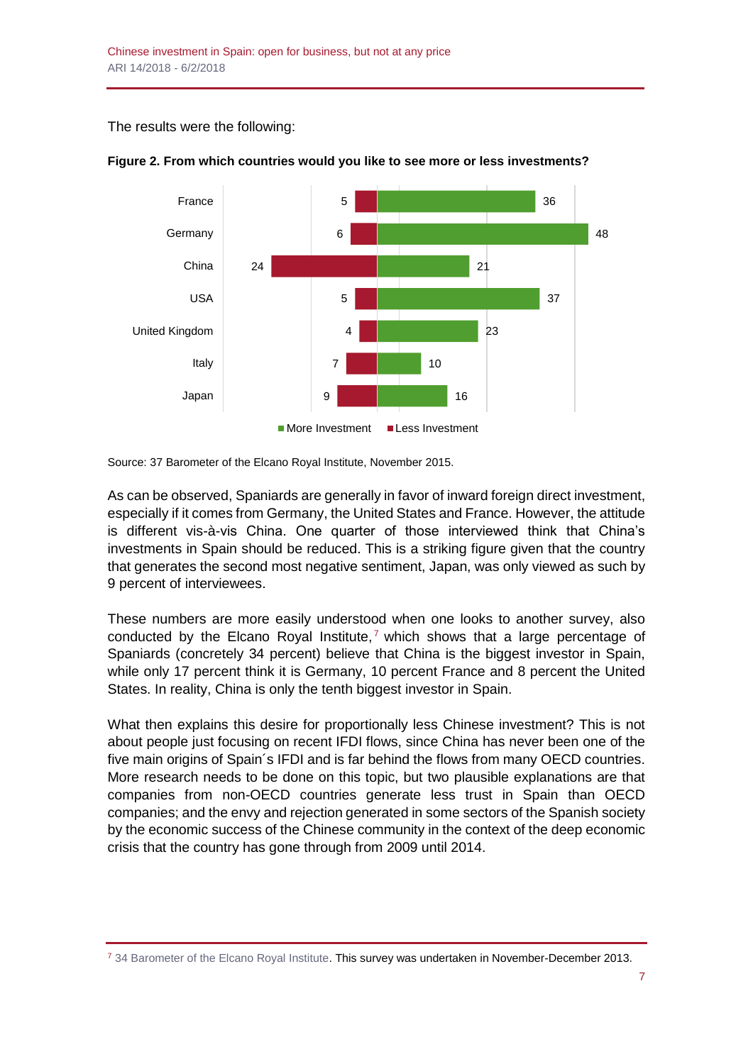The results were the following:

**Figure 2. From which countries would you like to see more or less investments?**

| Country | More Investment | Less Investment |
|---|---|---|
| France | 36 | 5 |
| Germany | 48 | 6 |
| China | 21 | 24 |
| USA | 37 | 5 |
| United Kingdom | 23 | 4 |
| Italy | 10 | 7 |
| Japan | 16 | 9 |

Source: 37 Barometer of the Elcano Royal Institute, November 2015.

As can be observed, Spaniards are generally in favor of inward foreign direct investment, especially if it comes from Germany, the United States and France. However, the attitude is different vis-à-vis China. One quarter of those interviewed think that China's investments in Spain should be reduced. This is a striking figure given that the country that generates the second most negative sentiment, Japan, was only viewed as such by 9 percent of interviewees.

These numbers are more easily understood when one looks to another survey, also conducted by the Elcano Royal Institute,[7] which shows that a large percentage of Spaniards (concretely 34 percent) believe that China is the biggest investor in Spain, while only 17 percent think it is Germany, 10 percent France and 8 percent the United States. In reality, China is only the tenth biggest investor in Spain.

What then explains this desire for proportionally less Chinese investment? This is not about people just focusing on recent IFDI flows, since China has never been one of the five main origins of Spain´s IFDI and is far behind the flows from many OECD countries. More research needs to be done on this topic, but two plausible explanations are that companies from non-OECD countries generate less trust in Spain than OECD companies; and the envy and rejection generated in some sectors of the Spanish society by the economic success of the Chinese community in the context of the deep economic crisis that the country has gone through from 2009 until 2014.

---

[7] 34 Barometer of the Elcano Royal Institute. This survey was undertaken in November-December 2013.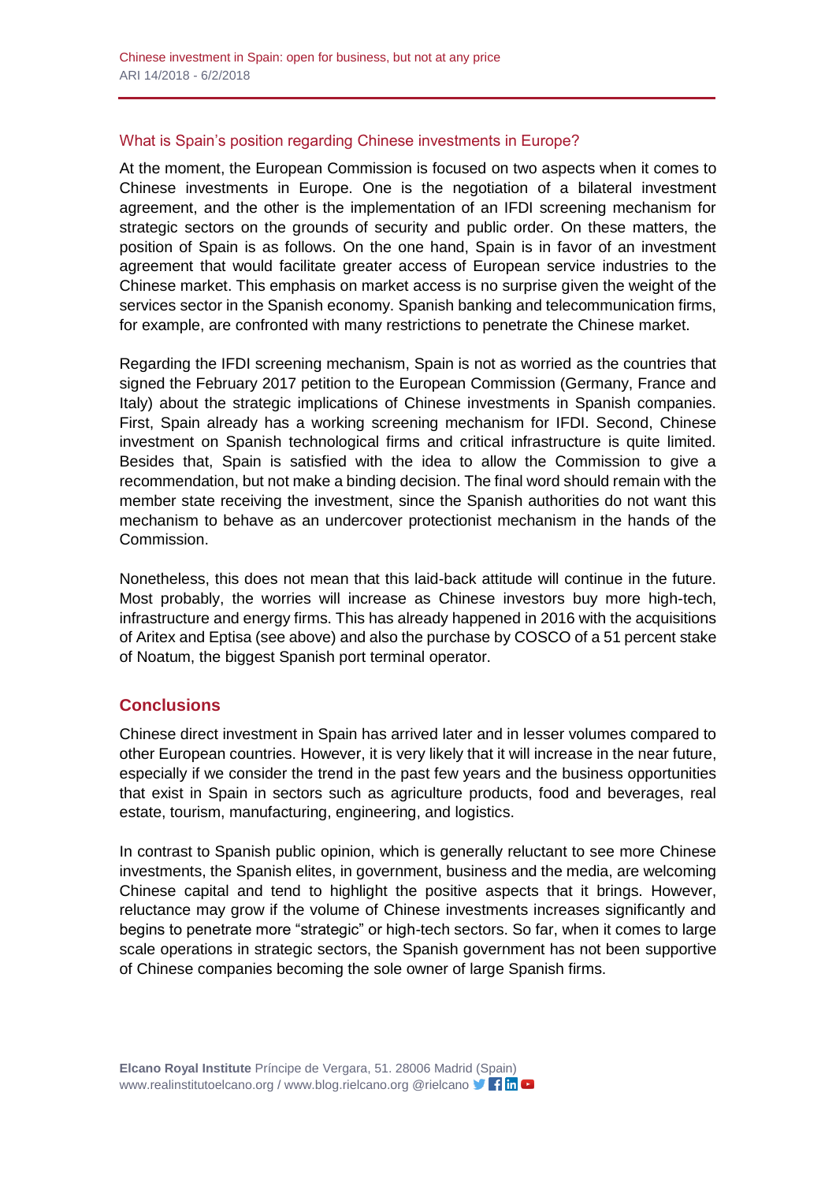### What is Spain's position regarding Chinese investments in Europe?

At the moment, the European Commission is focused on two aspects when it comes to Chinese investments in Europe. One is the negotiation of a bilateral investment agreement, and the other is the implementation of an IFDI screening mechanism for strategic sectors on the grounds of security and public order. On these matters, the position of Spain is as follows. On the one hand, Spain is in favor of an investment agreement that would facilitate greater access of European service industries to the Chinese market. This emphasis on market access is no surprise given the weight of the services sector in the Spanish economy. Spanish banking and telecommunication firms, for example, are confronted with many restrictions to penetrate the Chinese market.

Regarding the IFDI screening mechanism, Spain is not as worried as the countries that signed the February 2017 petition to the European Commission (Germany, France and Italy) about the strategic implications of Chinese investments in Spanish companies. First, Spain already has a working screening mechanism for IFDI. Second, Chinese investment on Spanish technological firms and critical infrastructure is quite limited. Besides that, Spain is satisfied with the idea to allow the Commission to give a recommendation, but not make a binding decision. The final word should remain with the member state receiving the investment, since the Spanish authorities do not want this mechanism to behave as an undercover protectionist mechanism in the hands of the Commission.

Nonetheless, this does not mean that this laid-back attitude will continue in the future. Most probably, the worries will increase as Chinese investors buy more high-tech, infrastructure and energy firms. This has already happened in 2016 with the acquisitions of Aritex and Eptisa (see above) and also the purchase by COSCO of a 51 percent stake of Noatum, the biggest Spanish port terminal operator.

## Conclusions

Chinese direct investment in Spain has arrived later and in lesser volumes compared to other European countries. However, it is very likely that it will increase in the near future, especially if we consider the trend in the past few years and the business opportunities that exist in Spain in sectors such as agriculture products, food and beverages, real estate, tourism, manufacturing, engineering, and logistics.

In contrast to Spanish public opinion, which is generally reluctant to see more Chinese investments, the Spanish elites, in government, business and the media, are welcoming Chinese capital and tend to highlight the positive aspects that it brings. However, reluctance may grow if the volume of Chinese investments increases significantly and begins to penetrate more "strategic" or high-tech sectors. So far, when it comes to large scale operations in strategic sectors, the Spanish government has not been supportive of Chinese companies becoming the sole owner of large Spanish firms.